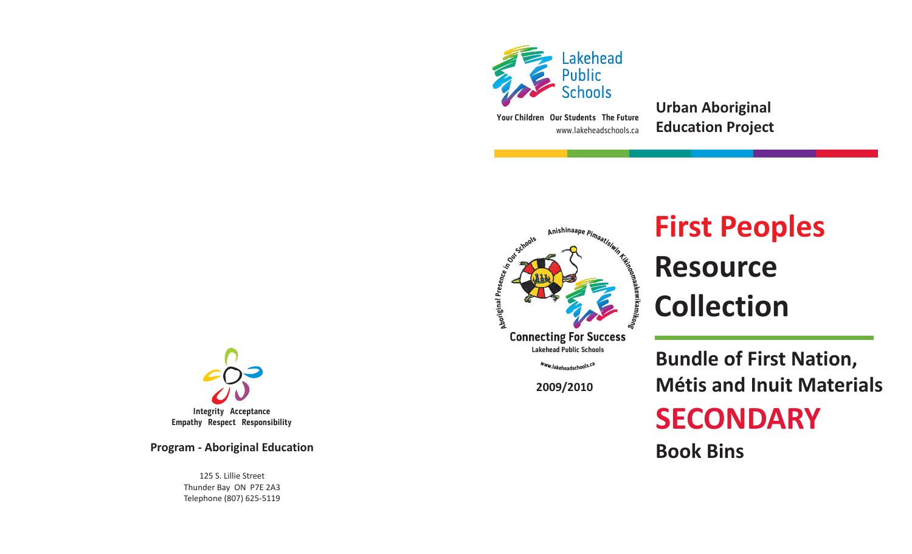Integrity Acceptance
Empathy Respect Responsibility

**Program - Aboriginal Education**

125 S. Lillie Street
Thunder Bay ON P7E 2A3
Telephone (807) 625-5119

Lakehead Public Schools

Your Children Our Students The Future
www.lakeheadschools.ca

**Urban Aboriginal Education Project**

Aboriginal Presence in Our Schools
Anishinaape Pimaatisiwin Kikinoomaakewikamikong

Connecting For Success
Lakehead Public Schools
www.lakeheadschools.ca

**2009/2010**

# First Peoples Resource Collection

## Bundle of First Nation, Métis and Inuit Materials

# SECONDARY

## Book Bins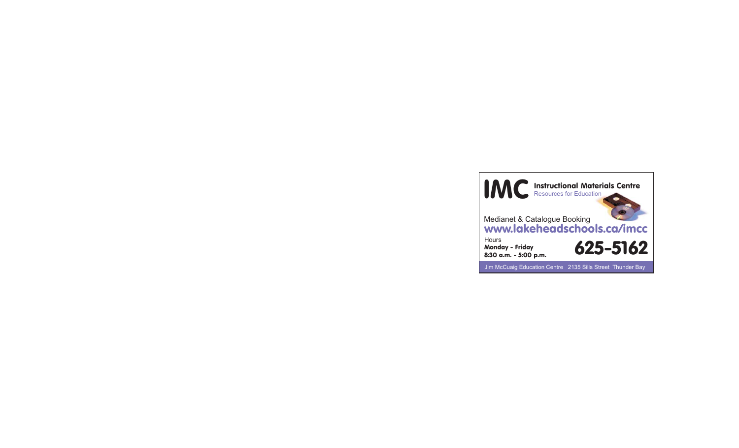# IMC

**Instructional Materials Centre**

Resources for Education

Medianet & Catalogue Booking

**www.lakeheadschools.ca/imcc**

Hours

***Monday - Friday***

**8:30 a.m. - 5:00 p.m.**

**625-5162**

Jim McCuaig Education Centre 2135 Sills Street Thunder Bay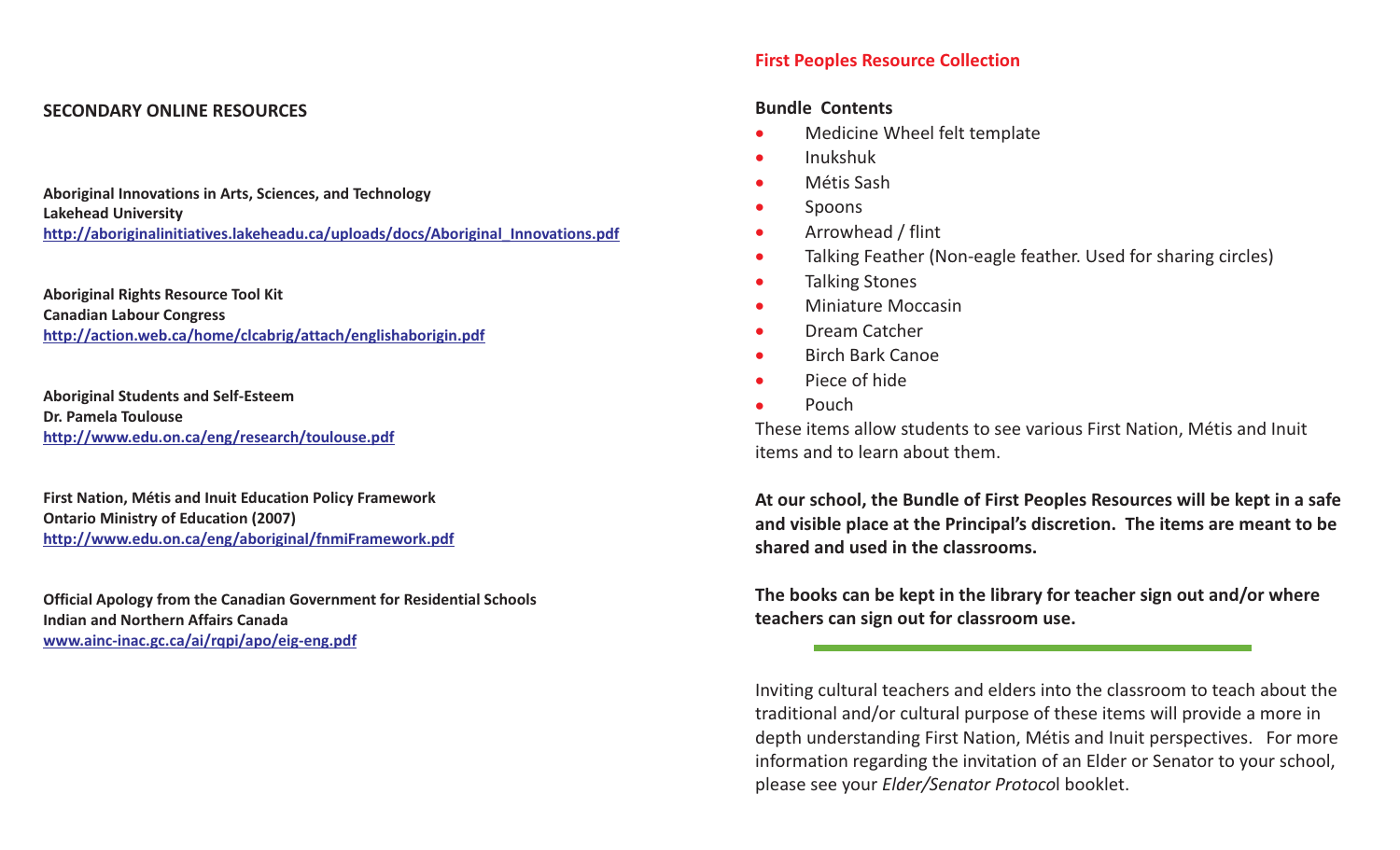## SECONDARY ONLINE RESOURCES

**Aboriginal Innovations in Arts, Sciences, and Technology**
**Lakehead University**
**http://aboriginalinitiatives.lakeheadu.ca/uploads/docs/Aboriginal_Innovations.pdf**

**Aboriginal Rights Resource Tool Kit**
**Canadian Labour Congress**
**http://action.web.ca/home/clcabrig/attach/englishaborigin.pdf**

**Aboriginal Students and Self-Esteem**
**Dr. Pamela Toulouse**
**http://www.edu.on.ca/eng/research/toulouse.pdf**

**First Nation, Métis and Inuit Education Policy Framework**
**Ontario Ministry of Education (2007)**
**http://www.edu.on.ca/eng/aboriginal/fnmiFramework.pdf**

**Official Apology from the Canadian Government for Residential Schools**
**Indian and Northern Affairs Canada**
**www.ainc-inac.gc.ca/ai/rqpi/apo/eig-eng.pdf**

## First Peoples Resource Collection

**Bundle Contents**

- Medicine Wheel felt template
- Inukshuk
- Métis Sash
- Spoons
- Arrowhead / flint
- Talking Feather (Non-eagle feather. Used for sharing circles)
- Talking Stones
- Miniature Moccasin
- Dream Catcher
- Birch Bark Canoe
- Piece of hide
- Pouch

These items allow students to see various First Nation, Métis and Inuit items and to learn about them.

**At our school, the Bundle of First Peoples Resources will be kept in a safe and visible place at the Principal's discretion. The items are meant to be shared and used in the classrooms.**

**The books can be kept in the library for teacher sign out and/or where teachers can sign out for classroom use.**

---

Inviting cultural teachers and elders into the classroom to teach about the traditional and/or cultural purpose of these items will provide a more in depth understanding First Nation, Métis and Inuit perspectives. For more information regarding the invitation of an Elder or Senator to your school, please see your *Elder/Senator Protoco*l booklet.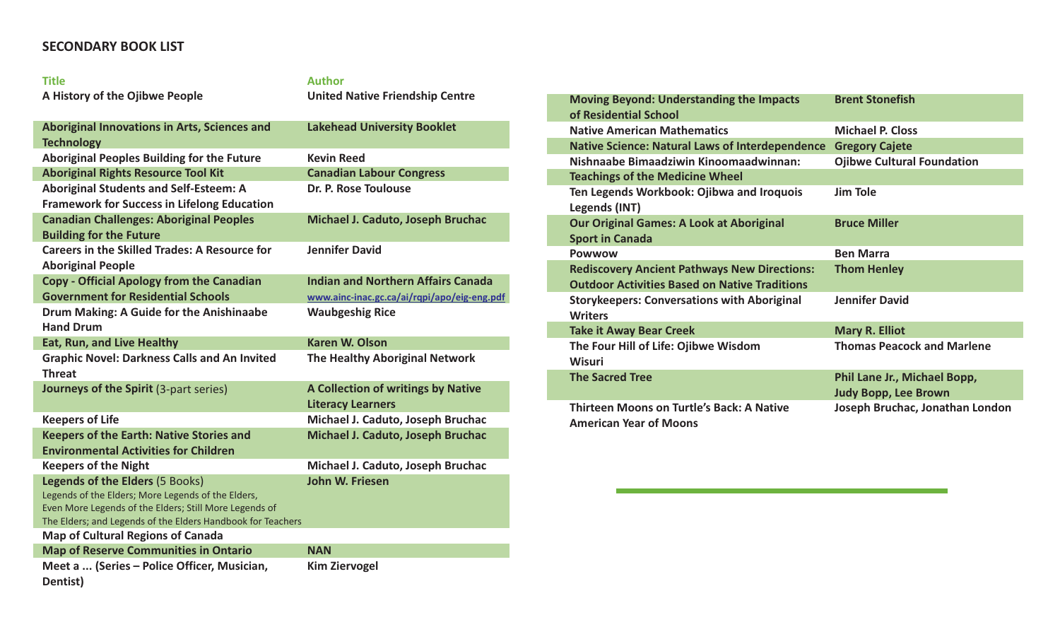## SECONDARY BOOK LIST

| Title | Author |
|---|---|
| **A History of the Ojibwe People** | **United Native Friendship Centre** |
| **Aboriginal Innovations in Arts, Sciences and Technology** | **Lakehead University Booklet** |
| **Aboriginal Peoples Building for the Future** | **Kevin Reed** |
| **Aboriginal Rights Resource Tool Kit** | **Canadian Labour Congress** |
| **Aboriginal Students and Self-Esteem: A Framework for Success in Lifelong Education** | **Dr. P. Rose Toulouse** |
| **Canadian Challenges: Aboriginal Peoples Building for the Future** | **Michael J. Caduto, Joseph Bruchac** |
| **Careers in the Skilled Trades: A Resource for Aboriginal People** | **Jennifer David** |
| **Copy - Official Apology from the Canadian Government for Residential Schools** | **Indian and Northern Affairs Canada** www.ainc-inac.gc.ca/ai/rqpi/apo/eig-eng.pdf |
| **Drum Making: A Guide for the Anishinaabe Hand Drum** | **Waubgeshig Rice** |
| **Eat, Run, and Live Healthy** | **Karen W. Olson** |
| **Graphic Novel: Darkness Calls and An Invited Threat** | **The Healthy Aboriginal Network** |
| **Journeys of the Spirit** (3-part series) | **A Collection of writings by Native Literacy Learners** |
| **Keepers of Life** | **Michael J. Caduto, Joseph Bruchac** |
| **Keepers of the Earth: Native Stories and Environmental Activities for Children** | **Michael J. Caduto, Joseph Bruchac** |
| **Keepers of the Night** | **Michael J. Caduto, Joseph Bruchac** |
| **Legends of the Elders** (5 Books) Legends of the Elders; More Legends of the Elders, Even More Legends of the Elders; Still More Legends of The Elders; and Legends of the Elders Handbook for Teachers | **John W. Friesen** |
| **Map of Cultural Regions of Canada** | |
| **Map of Reserve Communities in Ontario** | **NAN** |
| **Meet a ... (Series – Police Officer, Musician, Dentist)** | **Kim Ziervogel** |
| **Moving Beyond: Understanding the Impacts of Residential School** | **Brent Stonefish** |
| **Native American Mathematics** | **Michael P. Closs** |
| **Native Science: Natural Laws of Interdependence** | **Gregory Cajete** |
| **Nishnaabe Bimaadziwin Kinoomaadwinnan: Teachings of the Medicine Wheel** | **Ojibwe Cultural Foundation** |
| **Ten Legends Workbook: Ojibwa and Iroquois Legends (INT)** | **Jim Tole** |
| **Our Original Games: A Look at Aboriginal Sport in Canada** | **Bruce Miller** |
| **Powwow** | **Ben Marra** |
| **Rediscovery Ancient Pathways New Directions: Outdoor Activities Based on Native Traditions** | **Thom Henley** |
| **Storykeepers: Conversations with Aboriginal Writers** | **Jennifer David** |
| **Take it Away Bear Creek** | **Mary R. Elliot** |
| **The Four Hill of Life: Ojibwe Wisdom** | **Thomas Peacock and Marlene Wisuri** |
| **The Sacred Tree** | **Phil Lane Jr., Michael Bopp, Judy Bopp, Lee Brown** |
| **Thirteen Moons on Turtle's Back: A Native American Year of Moons** | **Joseph Bruchac, Jonathan London** |